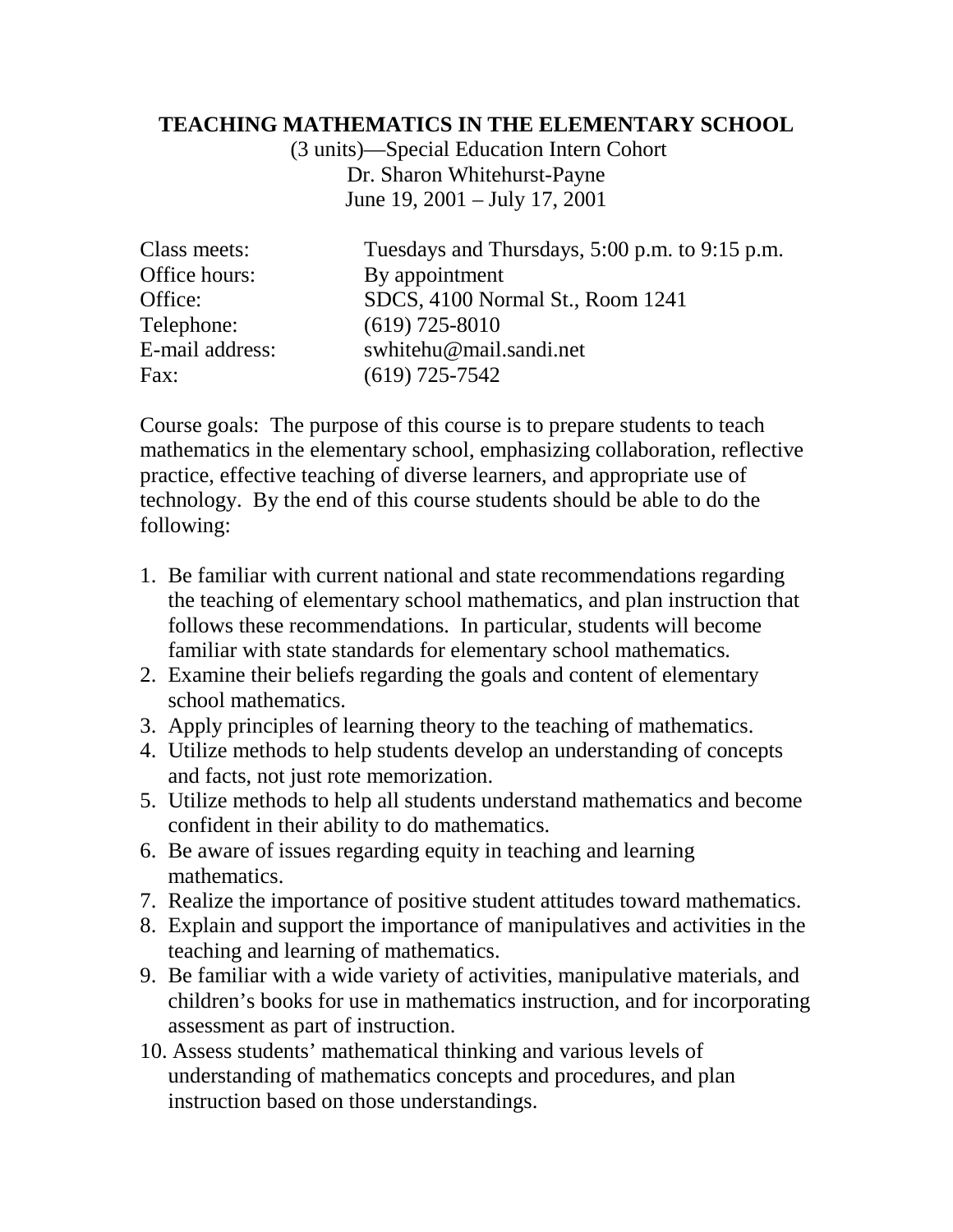# TEACHING MATHEMATICS IN THE ELEMENTARY SCHOOL

(3 units)—Special Education Intern Cohort
Dr. Sharon Whitehurst-Payne
June 19, 2001 – July 17, 2001

| | |
|---|---|
| Class meets: | Tuesdays and Thursdays, 5:00 p.m. to 9:15 p.m. |
| Office hours: | By appointment |
| Office: | SDCS, 4100 Normal St., Room 1241 |
| Telephone: | (619) 725-8010 |
| E-mail address: | swhitehu@mail.sandi.net |
| Fax: | (619) 725-7542 |

Course goals: The purpose of this course is to prepare students to teach mathematics in the elementary school, emphasizing collaboration, reflective practice, effective teaching of diverse learners, and appropriate use of technology. By the end of this course students should be able to do the following:

1. Be familiar with current national and state recommendations regarding the teaching of elementary school mathematics, and plan instruction that follows these recommendations. In particular, students will become familiar with state standards for elementary school mathematics.
2. Examine their beliefs regarding the goals and content of elementary school mathematics.
3. Apply principles of learning theory to the teaching of mathematics.
4. Utilize methods to help students develop an understanding of concepts and facts, not just rote memorization.
5. Utilize methods to help all students understand mathematics and become confident in their ability to do mathematics.
6. Be aware of issues regarding equity in teaching and learning mathematics.
7. Realize the importance of positive student attitudes toward mathematics.
8. Explain and support the importance of manipulatives and activities in the teaching and learning of mathematics.
9. Be familiar with a wide variety of activities, manipulative materials, and children's books for use in mathematics instruction, and for incorporating assessment as part of instruction.
10. Assess students' mathematical thinking and various levels of understanding of mathematics concepts and procedures, and plan instruction based on those understandings.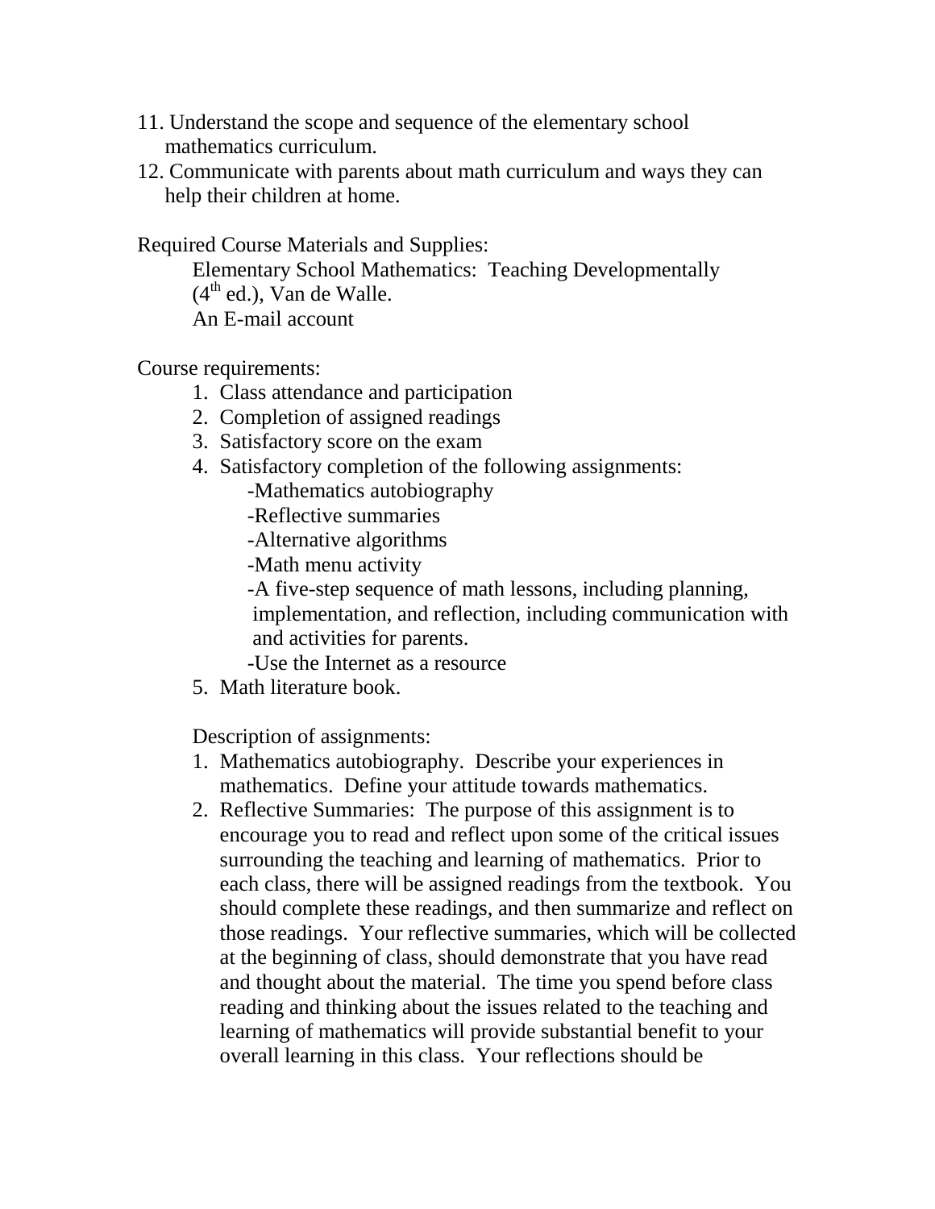11. Understand the scope and sequence of the elementary school mathematics curriculum.
12. Communicate with parents about math curriculum and ways they can help their children at home.

Required Course Materials and Supplies:

Elementary School Mathematics: Teaching Developmentally (4th ed.), Van de Walle.
An E-mail account

Course requirements:

1. Class attendance and participation
2. Completion of assigned readings
3. Satisfactory score on the exam
4. Satisfactory completion of the following assignments:
   - -Mathematics autobiography
   - -Reflective summaries
   - -Alternative algorithms
   - -Math menu activity
   - -A five-step sequence of math lessons, including planning, implementation, and reflection, including communication with and activities for parents.
   - -Use the Internet as a resource
5. Math literature book.

Description of assignments:

1. Mathematics autobiography. Describe your experiences in mathematics. Define your attitude towards mathematics.
2. Reflective Summaries: The purpose of this assignment is to encourage you to read and reflect upon some of the critical issues surrounding the teaching and learning of mathematics. Prior to each class, there will be assigned readings from the textbook. You should complete these readings, and then summarize and reflect on those readings. Your reflective summaries, which will be collected at the beginning of class, should demonstrate that you have read and thought about the material. The time you spend before class reading and thinking about the issues related to the teaching and learning of mathematics will provide substantial benefit to your overall learning in this class. Your reflections should be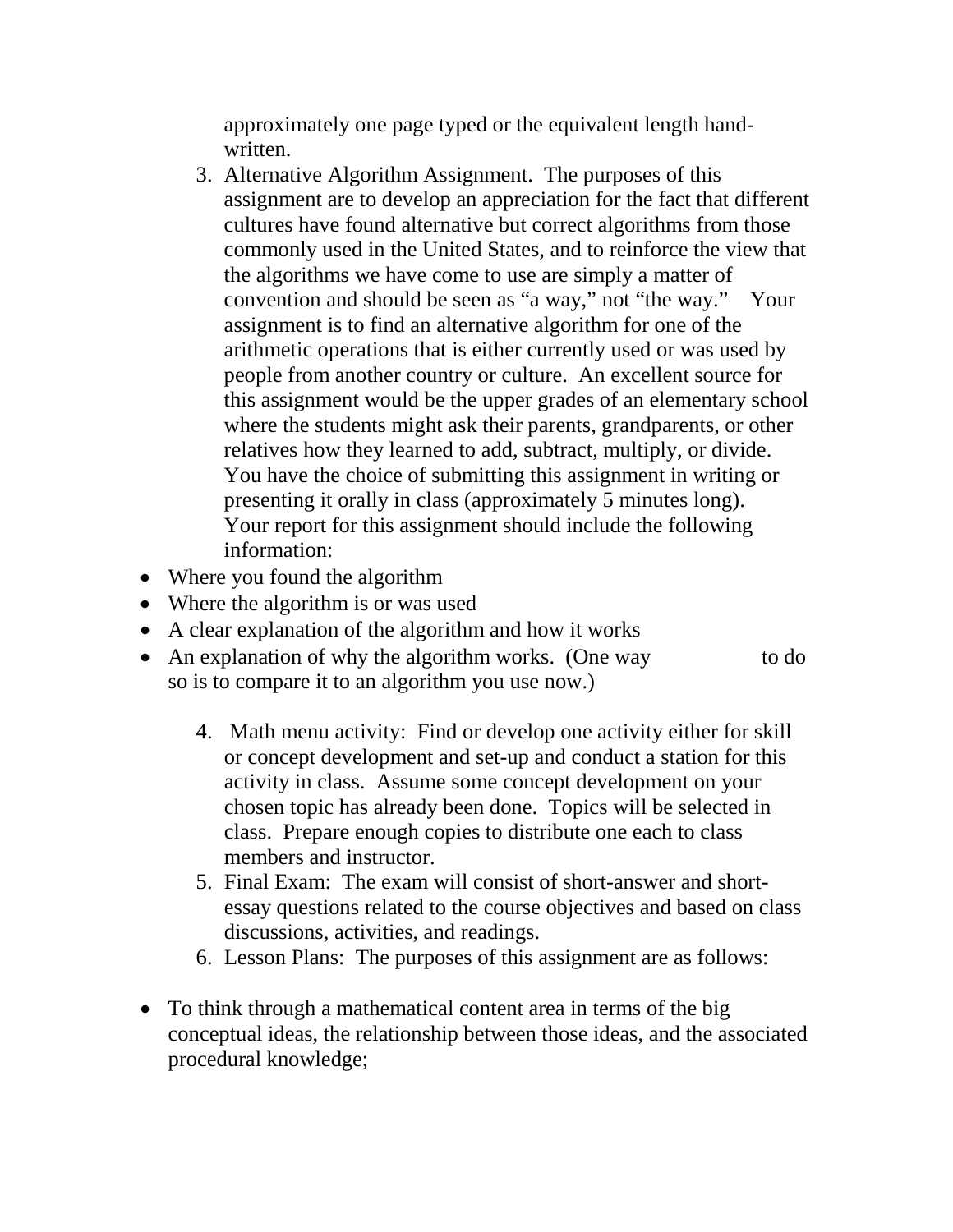approximately one page typed or the equivalent length hand-written.

3. Alternative Algorithm Assignment. The purposes of this assignment are to develop an appreciation for the fact that different cultures have found alternative but correct algorithms from those commonly used in the United States, and to reinforce the view that the algorithms we have come to use are simply a matter of convention and should be seen as "a way," not "the way." Your assignment is to find an alternative algorithm for one of the arithmetic operations that is either currently used or was used by people from another country or culture. An excellent source for this assignment would be the upper grades of an elementary school where the students might ask their parents, grandparents, or other relatives how they learned to add, subtract, multiply, or divide. You have the choice of submitting this assignment in writing or presenting it orally in class (approximately 5 minutes long). Your report for this assignment should include the following information:

- Where you found the algorithm
- Where the algorithm is or was used
- A clear explanation of the algorithm and how it works
- An explanation of why the algorithm works. (One way to do so is to compare it to an algorithm you use now.)

4. Math menu activity: Find or develop one activity either for skill or concept development and set-up and conduct a station for this activity in class. Assume some concept development on your chosen topic has already been done. Topics will be selected in class. Prepare enough copies to distribute one each to class members and instructor.
5. Final Exam: The exam will consist of short-answer and short-essay questions related to the course objectives and based on class discussions, activities, and readings.
6. Lesson Plans: The purposes of this assignment are as follows:

- To think through a mathematical content area in terms of the big conceptual ideas, the relationship between those ideas, and the associated procedural knowledge;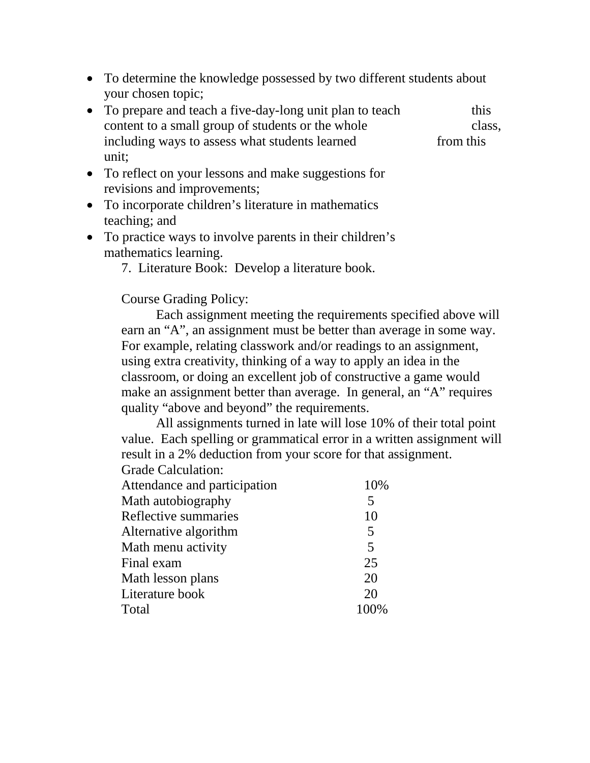- To determine the knowledge possessed by two different students about your chosen topic;
- To prepare and teach a five-day-long unit plan to teach this content to a small group of students or the whole class, including ways to assess what students learned from this unit;
- To reflect on your lessons and make suggestions for revisions and improvements;
- To incorporate children's literature in mathematics teaching; and
- To practice ways to involve parents in their children's mathematics learning.

7. Literature Book: Develop a literature book.

Course Grading Policy:

Each assignment meeting the requirements specified above will earn an "A", an assignment must be better than average in some way. For example, relating classwork and/or readings to an assignment, using extra creativity, thinking of a way to apply an idea in the classroom, or doing an excellent job of constructive a game would make an assignment better than average. In general, an "A" requires quality "above and beyond" the requirements.

All assignments turned in late will lose 10% of their total point value. Each spelling or grammatical error in a written assignment will result in a 2% deduction from your score for that assignment.

Grade Calculation:

| | |
|---|---|
| Attendance and participation | 10% |
| Math autobiography | 5 |
| Reflective summaries | 10 |
| Alternative algorithm | 5 |
| Math menu activity | 5 |
| Final exam | 25 |
| Math lesson plans | 20 |
| Literature book | 20 |
| Total | 100% |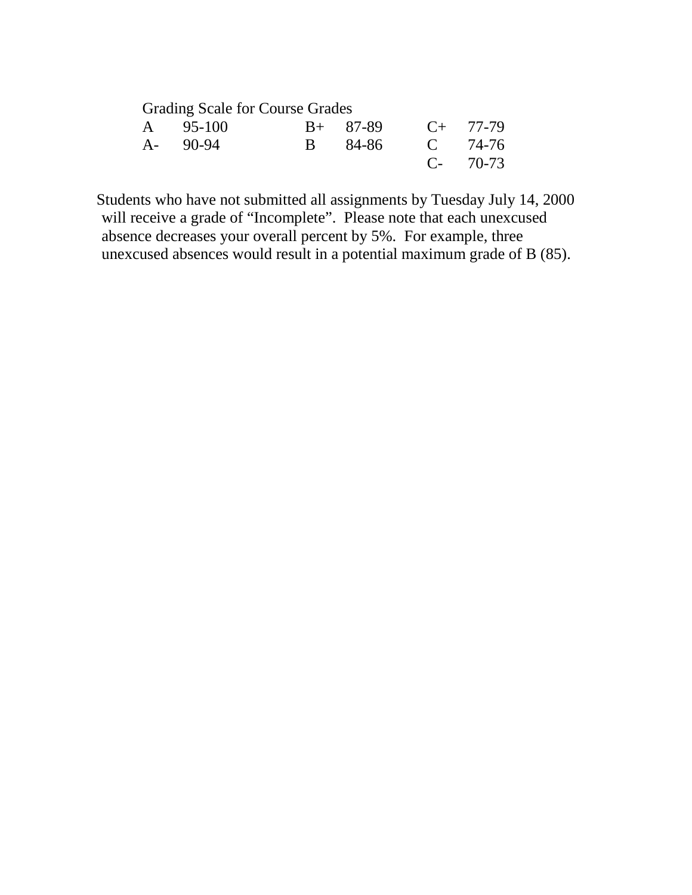Grading Scale for Course Grades

| | | | | | |
|---|---|---|---|---|---|
| A | 95-100 | B+ | 87-89 | C+ | 77-79 |
| A- | 90-94 | B | 84-86 | C | 74-76 |
| | | | | C- | 70-73 |

Students who have not submitted all assignments by Tuesday July 14, 2000 will receive a grade of "Incomplete". Please note that each unexcused absence decreases your overall percent by 5%. For example, three unexcused absences would result in a potential maximum grade of B (85).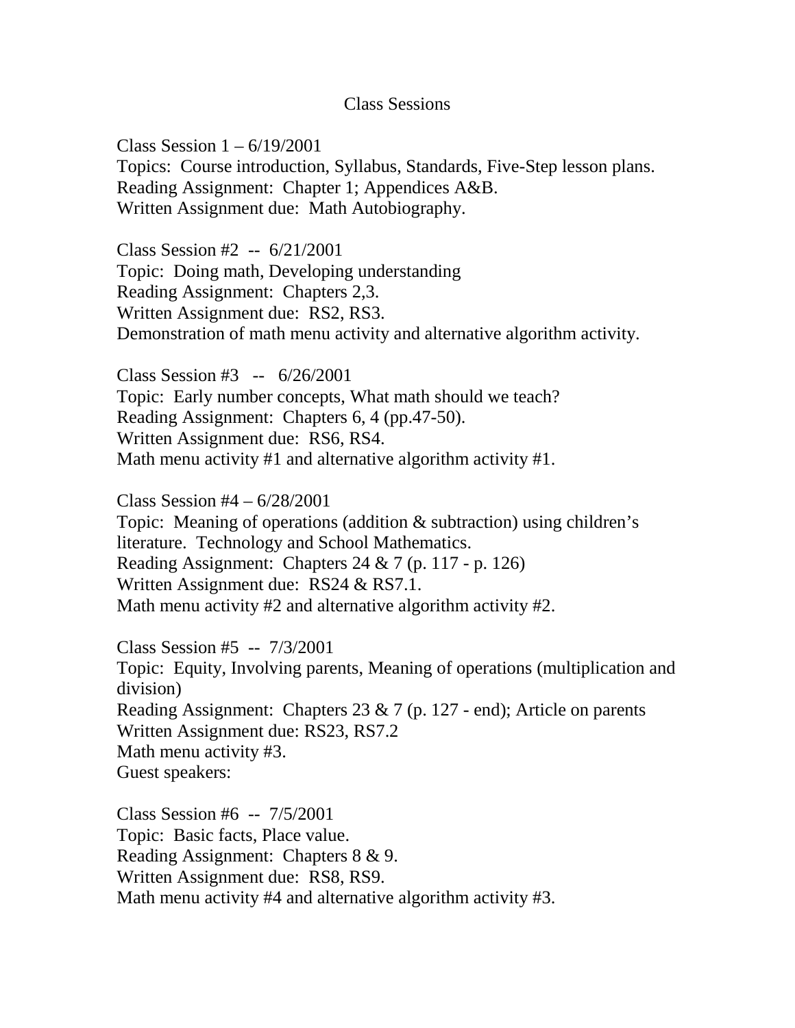# Class Sessions

Class Session 1 – 6/19/2001
Topics: Course introduction, Syllabus, Standards, Five-Step lesson plans.
Reading Assignment: Chapter 1; Appendices A&B.
Written Assignment due: Math Autobiography.

Class Session #2 -- 6/21/2001
Topic: Doing math, Developing understanding
Reading Assignment: Chapters 2,3.
Written Assignment due: RS2, RS3.
Demonstration of math menu activity and alternative algorithm activity.

Class Session #3 -- 6/26/2001
Topic: Early number concepts, What math should we teach?
Reading Assignment: Chapters 6, 4 (pp.47-50).
Written Assignment due: RS6, RS4.
Math menu activity #1 and alternative algorithm activity #1.

Class Session #4 – 6/28/2001
Topic: Meaning of operations (addition & subtraction) using children's literature. Technology and School Mathematics.
Reading Assignment: Chapters 24 & 7 (p. 117 - p. 126)
Written Assignment due: RS24 & RS7.1.
Math menu activity #2 and alternative algorithm activity #2.

Class Session #5 -- 7/3/2001
Topic: Equity, Involving parents, Meaning of operations (multiplication and division)
Reading Assignment: Chapters 23 & 7 (p. 127 - end); Article on parents
Written Assignment due: RS23, RS7.2
Math menu activity #3.
Guest speakers:

Class Session #6 -- 7/5/2001
Topic: Basic facts, Place value.
Reading Assignment: Chapters 8 & 9.
Written Assignment due: RS8, RS9.
Math menu activity #4 and alternative algorithm activity #3.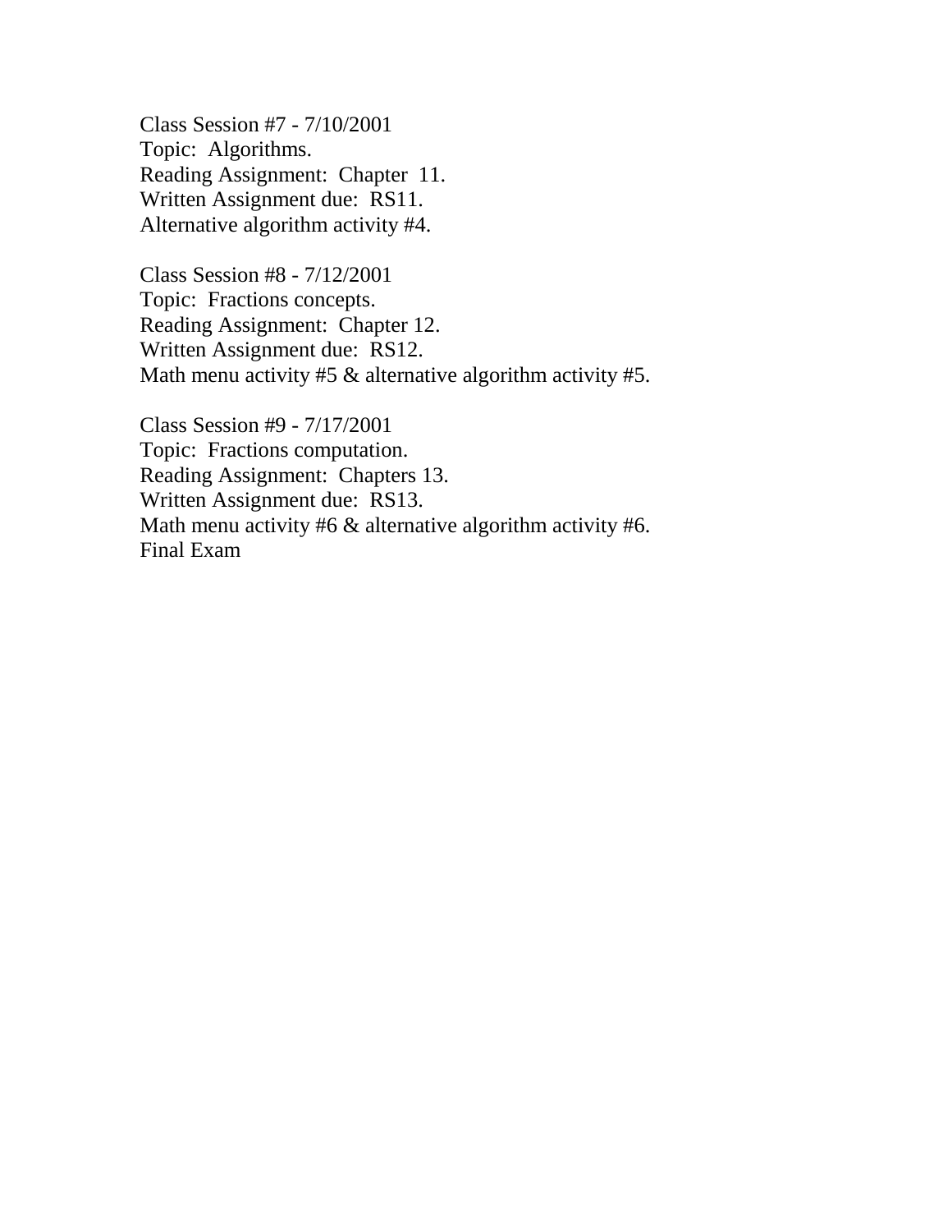Class Session #7 - 7/10/2001
Topic: Algorithms.
Reading Assignment: Chapter 11.
Written Assignment due: RS11.
Alternative algorithm activity #4.

Class Session #8 - 7/12/2001
Topic: Fractions concepts.
Reading Assignment: Chapter 12.
Written Assignment due: RS12.
Math menu activity #5 & alternative algorithm activity #5.

Class Session #9 - 7/17/2001
Topic: Fractions computation.
Reading Assignment: Chapters 13.
Written Assignment due: RS13.
Math menu activity #6 & alternative algorithm activity #6.
Final Exam